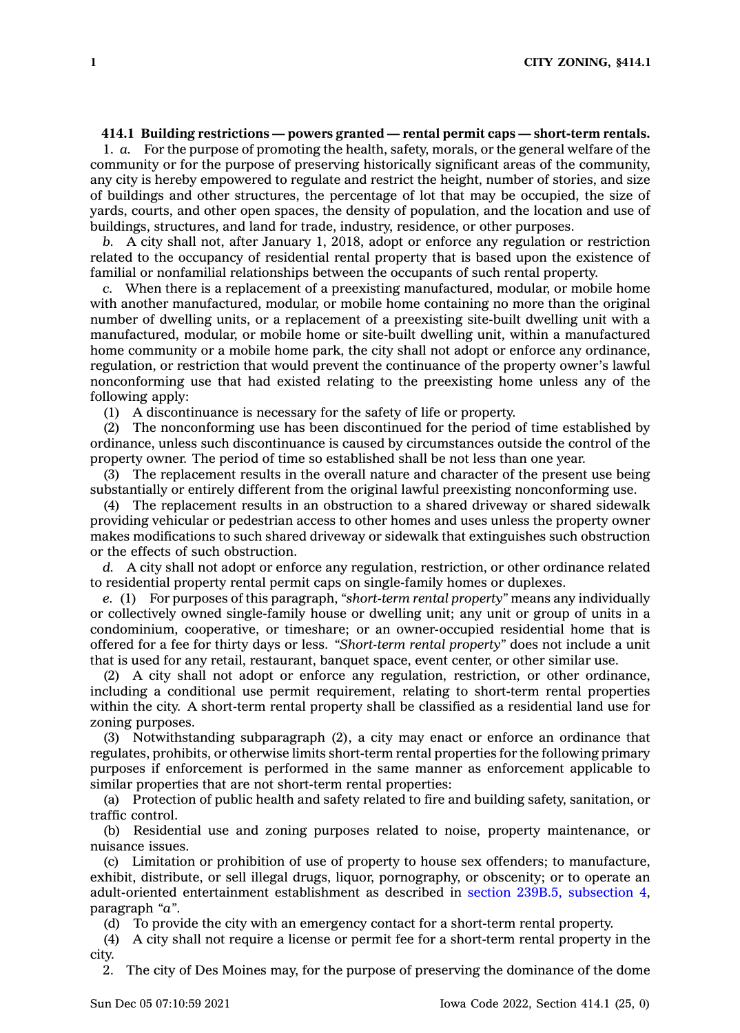**414.1 Building restrictions — powers granted — rental permit caps — short-term rentals.**

1. *a.* For the purpose of promoting the health, safety, morals, or the general welfare of the community or for the purpose of preserving historically significant areas of the community, any city is hereby empowered to regulate and restrict the height, number of stories, and size of buildings and other structures, the percentage of lot that may be occupied, the size of yards, courts, and other open spaces, the density of population, and the location and use of buildings, structures, and land for trade, industry, residence, or other purposes.

*b.* A city shall not, after January 1, 2018, adopt or enforce any regulation or restriction related to the occupancy of residential rental property that is based upon the existence of familial or nonfamilial relationships between the occupants of such rental property.

*c.* When there is a replacement of a preexisting manufactured, modular, or mobile home with another manufactured, modular, or mobile home containing no more than the original number of dwelling units, or a replacement of a preexisting site-built dwelling unit with a manufactured, modular, or mobile home or site-built dwelling unit, within a manufactured home community or a mobile home park, the city shall not adopt or enforce any ordinance, regulation, or restriction that would prevent the continuance of the property owner's lawful nonconforming use that had existed relating to the preexisting home unless any of the following apply:

(1) A discontinuance is necessary for the safety of life or property.

(2) The nonconforming use has been discontinued for the period of time established by ordinance, unless such discontinuance is caused by circumstances outside the control of the property owner. The period of time so established shall be not less than one year.

(3) The replacement results in the overall nature and character of the present use being substantially or entirely different from the original lawful preexisting nonconforming use.

(4) The replacement results in an obstruction to a shared driveway or shared sidewalk providing vehicular or pedestrian access to other homes and uses unless the property owner makes modifications to such shared driveway or sidewalk that extinguishes such obstruction or the effects of such obstruction.

*d.* A city shall not adopt or enforce any regulation, restriction, or other ordinance related to residential property rental permit caps on single-family homes or duplexes.

*e.* (1) For purposes of this paragraph, *"short-term rental property"* means any individually or collectively owned single-family house or dwelling unit; any unit or group of units in a condominium, cooperative, or timeshare; or an owner-occupied residential home that is offered for a fee for thirty days or less. *"Short-term rental property"* does not include a unit that is used for any retail, restaurant, banquet space, event center, or other similar use.

(2) A city shall not adopt or enforce any regulation, restriction, or other ordinance, including a conditional use permit requirement, relating to short-term rental properties within the city. A short-term rental property shall be classified as a residential land use for zoning purposes.

(3) Notwithstanding subparagraph (2), a city may enact or enforce an ordinance that regulates, prohibits, or otherwise limits short-term rental properties for the following primary purposes if enforcement is performed in the same manner as enforcement applicable to similar properties that are not short-term rental properties:

(a) Protection of public health and safety related to fire and building safety, sanitation, or traffic control.

(b) Residential use and zoning purposes related to noise, property maintenance, or nuisance issues.

(c) Limitation or prohibition of use of property to house sex offenders; to manufacture, exhibit, distribute, or sell illegal drugs, liquor, pornography, or obscenity; or to operate an adult-oriented entertainment establishment as described in section 239B.5, subsection 4, paragraph *"a"*.

(d) To provide the city with an emergency contact for a short-term rental property.

(4) A city shall not require a license or permit fee for a short-term rental property in the city.

2. The city of Des Moines may, for the purpose of preserving the dominance of the dome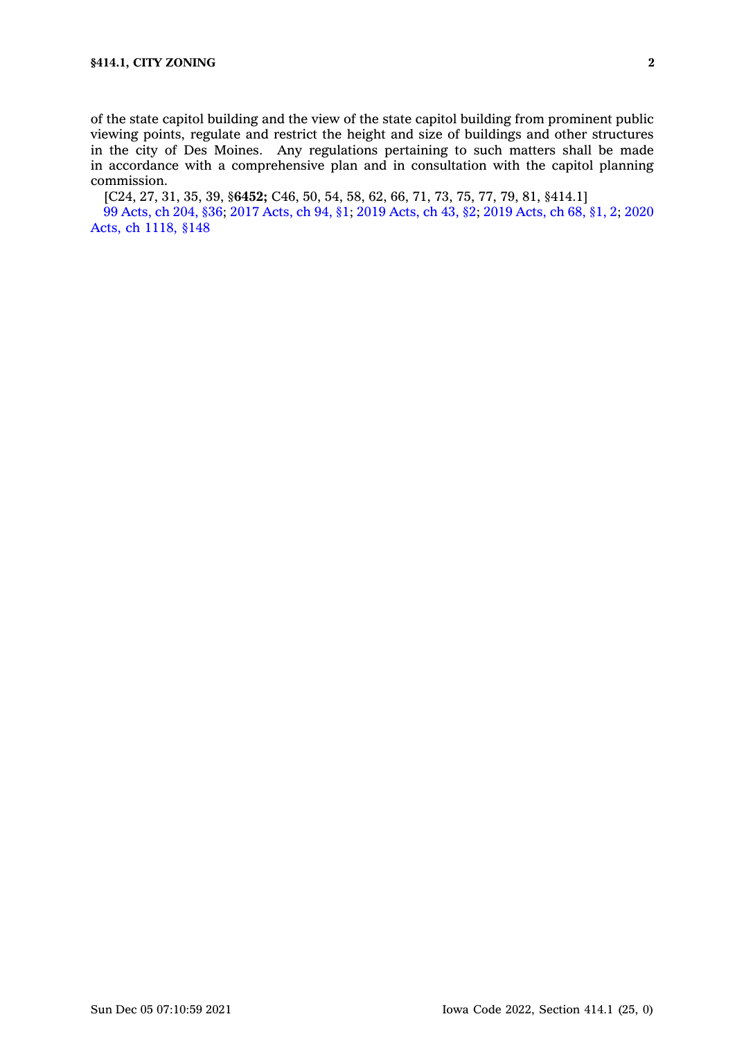of the state capitol building and the view of the state capitol building from prominent public viewing points, regulate and restrict the height and size of buildings and other structures in the city of Des Moines. Any regulations pertaining to such matters shall be made in accordance with a comprehensive plan and in consultation with the capitol planning commission.

[C24, 27, 31, 35, 39, §**6452;** C46, 50, 54, 58, 62, 66, 71, 73, 75, 77, 79, 81, §414.1]

99 Acts, ch 204, §36; 2017 Acts, ch 94, §1; 2019 Acts, ch 43, §2; 2019 Acts, ch 68, §1, 2; 2020 Acts, ch 1118, §148